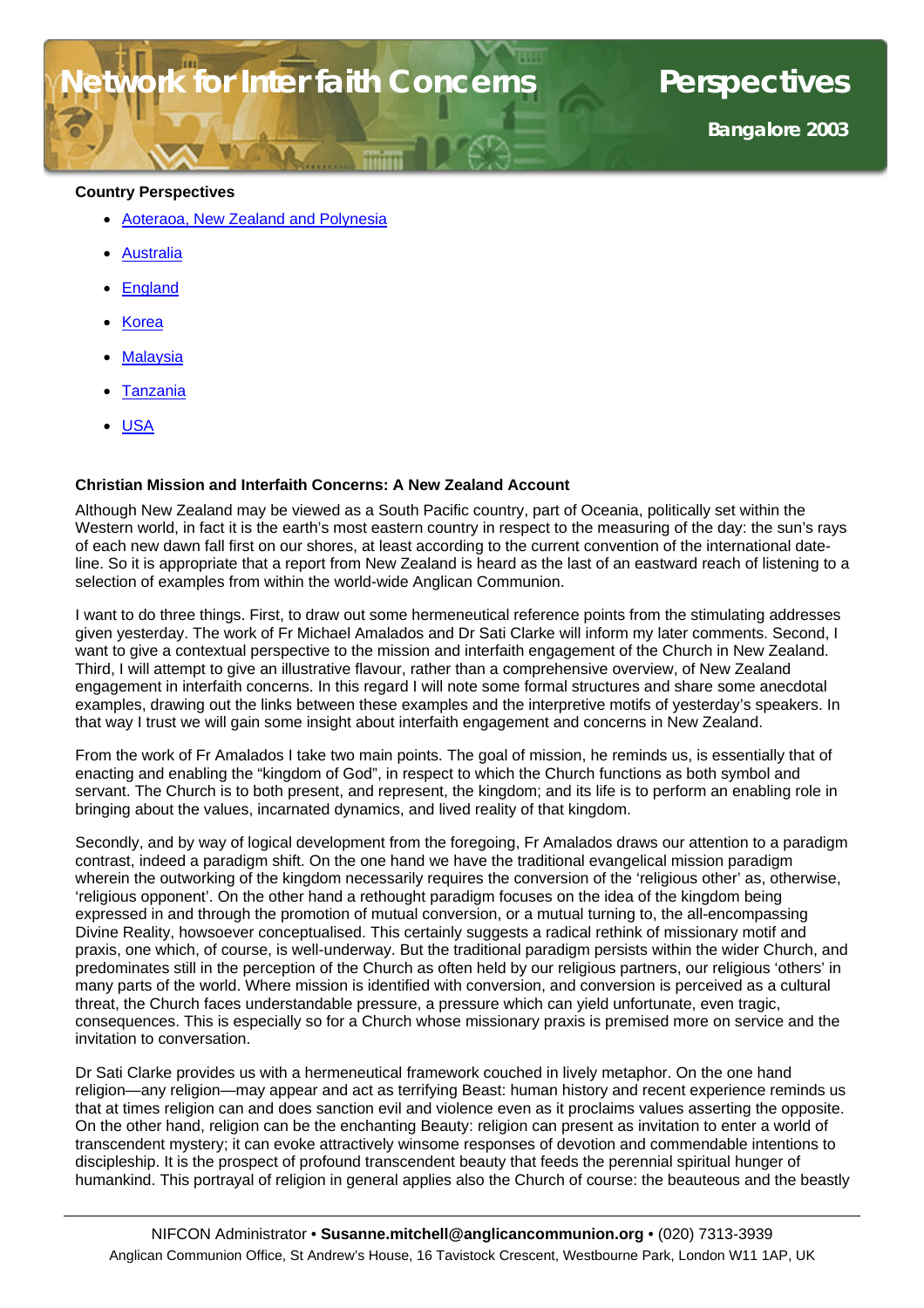# Network for Interfaith Concerns — Perspectives

**Bangalore 2003**

**Country Perspectives**

- Aoteraoa, New Zealand and Polynesia
- Australia
- England
- Korea
- Malaysia
- Tanzania
- USA

**Christian Mission and Interfaith Concerns: A New Zealand Account**

Although New Zealand may be viewed as a South Pacific country, part of Oceania, politically set within the Western world, in fact it is the earth's most eastern country in respect to the measuring of the day: the sun's rays of each new dawn fall first on our shores, at least according to the current convention of the international date-line. So it is appropriate that a report from New Zealand is heard as the last of an eastward reach of listening to a selection of examples from within the world-wide Anglican Communion.

I want to do three things. First, to draw out some hermeneutical reference points from the stimulating addresses given yesterday. The work of Fr Michael Amalados and Dr Sati Clarke will inform my later comments. Second, I want to give a contextual perspective to the mission and interfaith engagement of the Church in New Zealand. Third, I will attempt to give an illustrative flavour, rather than a comprehensive overview, of New Zealand engagement in interfaith concerns. In this regard I will note some formal structures and share some anecdotal examples, drawing out the links between these examples and the interpretive motifs of yesterday's speakers. In that way I trust we will gain some insight about interfaith engagement and concerns in New Zealand.

From the work of Fr Amalados I take two main points. The goal of mission, he reminds us, is essentially that of enacting and enabling the "kingdom of God", in respect to which the Church functions as both symbol and servant. The Church is to both present, and represent, the kingdom; and its life is to perform an enabling role in bringing about the values, incarnated dynamics, and lived reality of that kingdom.

Secondly, and by way of logical development from the foregoing, Fr Amalados draws our attention to a paradigm contrast, indeed a paradigm shift. On the one hand we have the traditional evangelical mission paradigm wherein the outworking of the kingdom necessarily requires the conversion of the 'religious other' as, otherwise, 'religious opponent'. On the other hand a rethought paradigm focuses on the idea of the kingdom being expressed in and through the promotion of mutual conversion, or a mutual turning to, the all-encompassing Divine Reality, howsoever conceptualised. This certainly suggests a radical rethink of missionary motif and praxis, one which, of course, is well-underway. But the traditional paradigm persists within the wider Church, and predominates still in the perception of the Church as often held by our religious partners, our religious 'others' in many parts of the world. Where mission is identified with conversion, and conversion is perceived as a cultural threat, the Church faces understandable pressure, a pressure which can yield unfortunate, even tragic, consequences. This is especially so for a Church whose missionary praxis is premised more on service and the invitation to conversation.

Dr Sati Clarke provides us with a hermeneutical framework couched in lively metaphor. On the one hand religion—any religion—may appear and act as terrifying Beast: human history and recent experience reminds us that at times religion can and does sanction evil and violence even as it proclaims values asserting the opposite. On the other hand, religion can be the enchanting Beauty: religion can present as invitation to enter a world of transcendent mystery; it can evoke attractively winsome responses of devotion and commendable intentions to discipleship. It is the prospect of profound transcendent beauty that feeds the perennial spiritual hunger of humankind. This portrayal of religion in general applies also the Church of course: the beauteous and the beastly

NIFCON Administrator • **Susanne.mitchell@anglicancommunion.org** • (020) 7313-3939
Anglican Communion Office, St Andrew's House, 16 Tavistock Crescent, Westbourne Park, London W11 1AP, UK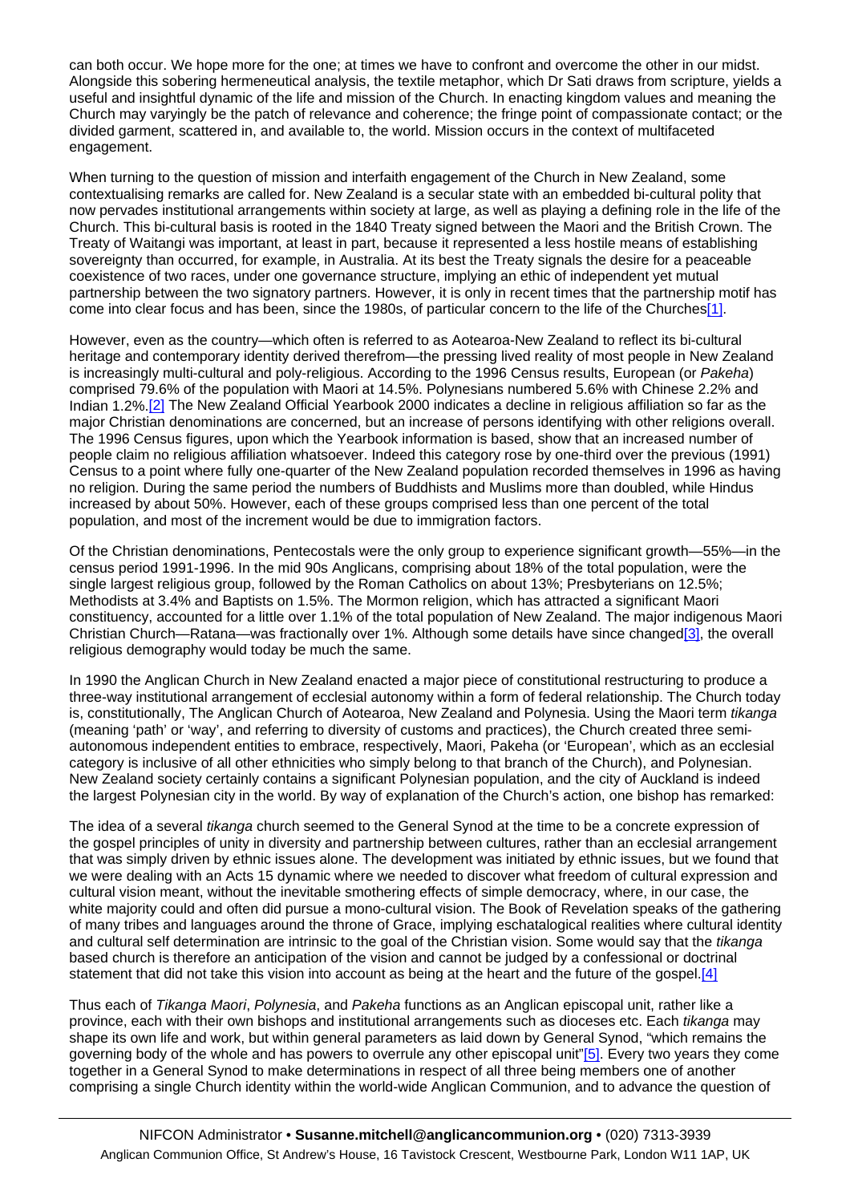can both occur. We hope more for the one; at times we have to confront and overcome the other in our midst. Alongside this sobering hermeneutical analysis, the textile metaphor, which Dr Sati draws from scripture, yields a useful and insightful dynamic of the life and mission of the Church. In enacting kingdom values and meaning the Church may varyingly be the patch of relevance and coherence; the fringe point of compassionate contact; or the divided garment, scattered in, and available to, the world. Mission occurs in the context of multifaceted engagement.

When turning to the question of mission and interfaith engagement of the Church in New Zealand, some contextualising remarks are called for. New Zealand is a secular state with an embedded bi-cultural polity that now pervades institutional arrangements within society at large, as well as playing a defining role in the life of the Church. This bi-cultural basis is rooted in the 1840 Treaty signed between the Maori and the British Crown. The Treaty of Waitangi was important, at least in part, because it represented a less hostile means of establishing sovereignty than occurred, for example, in Australia. At its best the Treaty signals the desire for a peaceable coexistence of two races, under one governance structure, implying an ethic of independent yet mutual partnership between the two signatory partners. However, it is only in recent times that the partnership motif has come into clear focus and has been, since the 1980s, of particular concern to the life of the Churches[1].

However, even as the country—which often is referred to as Aotearoa-New Zealand to reflect its bi-cultural heritage and contemporary identity derived therefrom—the pressing lived reality of most people in New Zealand is increasingly multi-cultural and poly-religious. According to the 1996 Census results, European (or *Pakeha*) comprised 79.6% of the population with Maori at 14.5%. Polynesians numbered 5.6% with Chinese 2.2% and Indian 1.2%.[2] The New Zealand Official Yearbook 2000 indicates a decline in religious affiliation so far as the major Christian denominations are concerned, but an increase of persons identifying with other religions overall. The 1996 Census figures, upon which the Yearbook information is based, show that an increased number of people claim no religious affiliation whatsoever. Indeed this category rose by one-third over the previous (1991) Census to a point where fully one-quarter of the New Zealand population recorded themselves in 1996 as having no religion. During the same period the numbers of Buddhists and Muslims more than doubled, while Hindus increased by about 50%. However, each of these groups comprised less than one percent of the total population, and most of the increment would be due to immigration factors.

Of the Christian denominations, Pentecostals were the only group to experience significant growth—55%—in the census period 1991-1996. In the mid 90s Anglicans, comprising about 18% of the total population, were the single largest religious group, followed by the Roman Catholics on about 13%; Presbyterians on 12.5%; Methodists at 3.4% and Baptists on 1.5%. The Mormon religion, which has attracted a significant Maori constituency, accounted for a little over 1.1% of the total population of New Zealand. The major indigenous Maori Christian Church—Ratana—was fractionally over 1%. Although some details have since changed[3], the overall religious demography would today be much the same.

In 1990 the Anglican Church in New Zealand enacted a major piece of constitutional restructuring to produce a three-way institutional arrangement of ecclesial autonomy within a form of federal relationship. The Church today is, constitutionally, The Anglican Church of Aotearoa, New Zealand and Polynesia. Using the Maori term *tikanga* (meaning 'path' or 'way', and referring to diversity of customs and practices), the Church created three semi-autonomous independent entities to embrace, respectively, Maori, Pakeha (or 'European', which as an ecclesial category is inclusive of all other ethnicities who simply belong to that branch of the Church), and Polynesian. New Zealand society certainly contains a significant Polynesian population, and the city of Auckland is indeed the largest Polynesian city in the world. By way of explanation of the Church's action, one bishop has remarked:

The idea of a several *tikanga* church seemed to the General Synod at the time to be a concrete expression of the gospel principles of unity in diversity and partnership between cultures, rather than an ecclesial arrangement that was simply driven by ethnic issues alone. The development was initiated by ethnic issues, but we found that we were dealing with an Acts 15 dynamic where we needed to discover what freedom of cultural expression and cultural vision meant, without the inevitable smothering effects of simple democracy, where, in our case, the white majority could and often did pursue a mono-cultural vision. The Book of Revelation speaks of the gathering of many tribes and languages around the throne of Grace, implying eschatalogical realities where cultural identity and cultural self determination are intrinsic to the goal of the Christian vision. Some would say that the *tikanga* based church is therefore an anticipation of the vision and cannot be judged by a confessional or doctrinal statement that did not take this vision into account as being at the heart and the future of the gospel.[4]

Thus each of *Tikanga Maori*, *Polynesia*, and *Pakeha* functions as an Anglican episcopal unit, rather like a province, each with their own bishops and institutional arrangements such as dioceses etc. Each *tikanga* may shape its own life and work, but within general parameters as laid down by General Synod, "which remains the governing body of the whole and has powers to overrule any other episcopal unit"[5]. Every two years they come together in a General Synod to make determinations in respect of all three being members one of another comprising a single Church identity within the world-wide Anglican Communion, and to advance the question of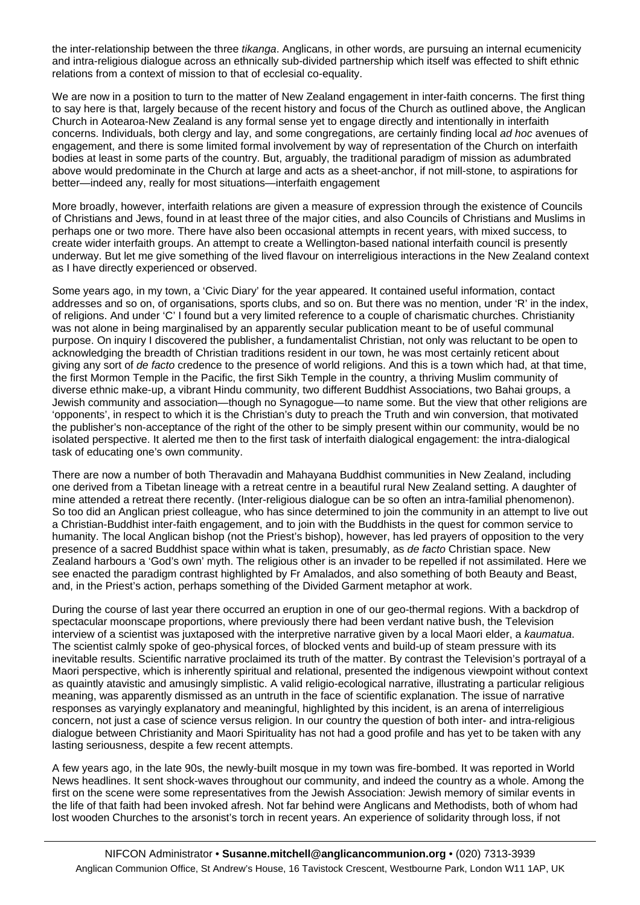the inter-relationship between the three *tikanga*. Anglicans, in other words, are pursuing an internal ecumenicity and intra-religious dialogue across an ethnically sub-divided partnership which itself was effected to shift ethnic relations from a context of mission to that of ecclesial co-equality.

We are now in a position to turn to the matter of New Zealand engagement in inter-faith concerns. The first thing to say here is that, largely because of the recent history and focus of the Church as outlined above, the Anglican Church in Aotearoa-New Zealand is any formal sense yet to engage directly and intentionally in interfaith concerns. Individuals, both clergy and lay, and some congregations, are certainly finding local *ad hoc* avenues of engagement, and there is some limited formal involvement by way of representation of the Church on interfaith bodies at least in some parts of the country. But, arguably, the traditional paradigm of mission as adumbrated above would predominate in the Church at large and acts as a sheet-anchor, if not mill-stone, to aspirations for better—indeed any, really for most situations—interfaith engagement

More broadly, however, interfaith relations are given a measure of expression through the existence of Councils of Christians and Jews, found in at least three of the major cities, and also Councils of Christians and Muslims in perhaps one or two more. There have also been occasional attempts in recent years, with mixed success, to create wider interfaith groups. An attempt to create a Wellington-based national interfaith council is presently underway. But let me give something of the lived flavour on interreligious interactions in the New Zealand context as I have directly experienced or observed.

Some years ago, in my town, a 'Civic Diary' for the year appeared. It contained useful information, contact addresses and so on, of organisations, sports clubs, and so on. But there was no mention, under 'R' in the index, of religions. And under 'C' I found but a very limited reference to a couple of charismatic churches. Christianity was not alone in being marginalised by an apparently secular publication meant to be of useful communal purpose. On inquiry I discovered the publisher, a fundamentalist Christian, not only was reluctant to be open to acknowledging the breadth of Christian traditions resident in our town, he was most certainly reticent about giving any sort of *de facto* credence to the presence of world religions. And this is a town which had, at that time, the first Mormon Temple in the Pacific, the first Sikh Temple in the country, a thriving Muslim community of diverse ethnic make-up, a vibrant Hindu community, two different Buddhist Associations, two Bahai groups, a Jewish community and association—though no Synagogue—to name some. But the view that other religions are 'opponents', in respect to which it is the Christian's duty to preach the Truth and win conversion, that motivated the publisher's non-acceptance of the right of the other to be simply present within our community, would be no isolated perspective. It alerted me then to the first task of interfaith dialogical engagement: the intra-dialogical task of educating one's own community.

There are now a number of both Theravadin and Mahayana Buddhist communities in New Zealand, including one derived from a Tibetan lineage with a retreat centre in a beautiful rural New Zealand setting. A daughter of mine attended a retreat there recently. (Inter-religious dialogue can be so often an intra-familial phenomenon). So too did an Anglican priest colleague, who has since determined to join the community in an attempt to live out a Christian-Buddhist inter-faith engagement, and to join with the Buddhists in the quest for common service to humanity. The local Anglican bishop (not the Priest's bishop), however, has led prayers of opposition to the very presence of a sacred Buddhist space within what is taken, presumably, as *de facto* Christian space. New Zealand harbours a 'God's own' myth. The religious other is an invader to be repelled if not assimilated. Here we see enacted the paradigm contrast highlighted by Fr Amalados, and also something of both Beauty and Beast, and, in the Priest's action, perhaps something of the Divided Garment metaphor at work.

During the course of last year there occurred an eruption in one of our geo-thermal regions. With a backdrop of spectacular moonscape proportions, where previously there had been verdant native bush, the Television interview of a scientist was juxtaposed with the interpretive narrative given by a local Maori elder, a *kaumatua*. The scientist calmly spoke of geo-physical forces, of blocked vents and build-up of steam pressure with its inevitable results. Scientific narrative proclaimed its truth of the matter. By contrast the Television's portrayal of a Maori perspective, which is inherently spiritual and relational, presented the indigenous viewpoint without context as quaintly atavistic and amusingly simplistic. A valid religio-ecological narrative, illustrating a particular religious meaning, was apparently dismissed as an untruth in the face of scientific explanation. The issue of narrative responses as varyingly explanatory and meaningful, highlighted by this incident, is an arena of interreligious concern, not just a case of science versus religion. In our country the question of both inter- and intra-religious dialogue between Christianity and Maori Spirituality has not had a good profile and has yet to be taken with any lasting seriousness, despite a few recent attempts.

A few years ago, in the late 90s, the newly-built mosque in my town was fire-bombed. It was reported in World News headlines. It sent shock-waves throughout our community, and indeed the country as a whole. Among the first on the scene were some representatives from the Jewish Association: Jewish memory of similar events in the life of that faith had been invoked afresh. Not far behind were Anglicans and Methodists, both of whom had lost wooden Churches to the arsonist's torch in recent years. An experience of solidarity through loss, if not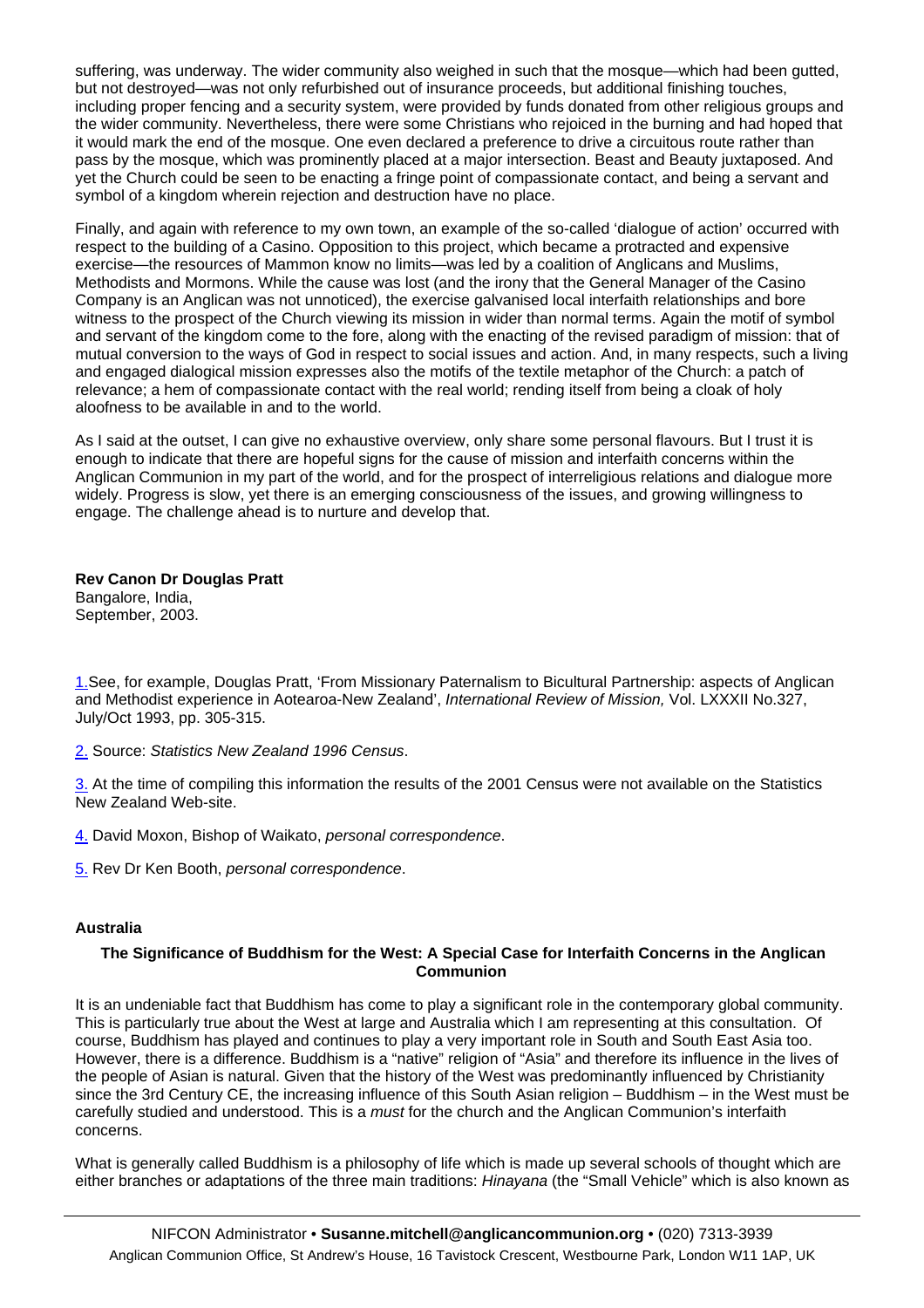suffering, was underway. The wider community also weighed in such that the mosque—which had been gutted, but not destroyed—was not only refurbished out of insurance proceeds, but additional finishing touches, including proper fencing and a security system, were provided by funds donated from other religious groups and the wider community. Nevertheless, there were some Christians who rejoiced in the burning and had hoped that it would mark the end of the mosque. One even declared a preference to drive a circuitous route rather than pass by the mosque, which was prominently placed at a major intersection. Beast and Beauty juxtaposed. And yet the Church could be seen to be enacting a fringe point of compassionate contact, and being a servant and symbol of a kingdom wherein rejection and destruction have no place.

Finally, and again with reference to my own town, an example of the so-called 'dialogue of action' occurred with respect to the building of a Casino. Opposition to this project, which became a protracted and expensive exercise—the resources of Mammon know no limits—was led by a coalition of Anglicans and Muslims, Methodists and Mormons. While the cause was lost (and the irony that the General Manager of the Casino Company is an Anglican was not unnoticed), the exercise galvanised local interfaith relationships and bore witness to the prospect of the Church viewing its mission in wider than normal terms. Again the motif of symbol and servant of the kingdom come to the fore, along with the enacting of the revised paradigm of mission: that of mutual conversion to the ways of God in respect to social issues and action. And, in many respects, such a living and engaged dialogical mission expresses also the motifs of the textile metaphor of the Church: a patch of relevance; a hem of compassionate contact with the real world; rending itself from being a cloak of holy aloofness to be available in and to the world.

As I said at the outset, I can give no exhaustive overview, only share some personal flavours. But I trust it is enough to indicate that there are hopeful signs for the cause of mission and interfaith concerns within the Anglican Communion in my part of the world, and for the prospect of interreligious relations and dialogue more widely. Progress is slow, yet there is an emerging consciousness of the issues, and growing willingness to engage. The challenge ahead is to nurture and develop that.

**Rev Canon Dr Douglas Pratt**
Bangalore, India,
September, 2003.

1. See, for example, Douglas Pratt, 'From Missionary Paternalism to Bicultural Partnership: aspects of Anglican and Methodist experience in Aotearoa-New Zealand', *International Review of Mission,* Vol. LXXXII No.327, July/Oct 1993, pp. 305-315.

2. Source: *Statistics New Zealand 1996 Census*.

3. At the time of compiling this information the results of the 2001 Census were not available on the Statistics New Zealand Web-site.

4. David Moxon, Bishop of Waikato, *personal correspondence*.

5. Rev Dr Ken Booth, *personal correspondence*.

## Australia

### The Significance of Buddhism for the West: A Special Case for Interfaith Concerns in the Anglican Communion

It is an undeniable fact that Buddhism has come to play a significant role in the contemporary global community. This is particularly true about the West at large and Australia which I am representing at this consultation. Of course, Buddhism has played and continues to play a very important role in South and South East Asia too. However, there is a difference. Buddhism is a "native" religion of "Asia" and therefore its influence in the lives of the people of Asian is natural. Given that the history of the West was predominantly influenced by Christianity since the 3rd Century CE, the increasing influence of this South Asian religion – Buddhism – in the West must be carefully studied and understood. This is a *must* for the church and the Anglican Communion's interfaith concerns.

What is generally called Buddhism is a philosophy of life which is made up several schools of thought which are either branches or adaptations of the three main traditions: *Hinayana* (the "Small Vehicle" which is also known as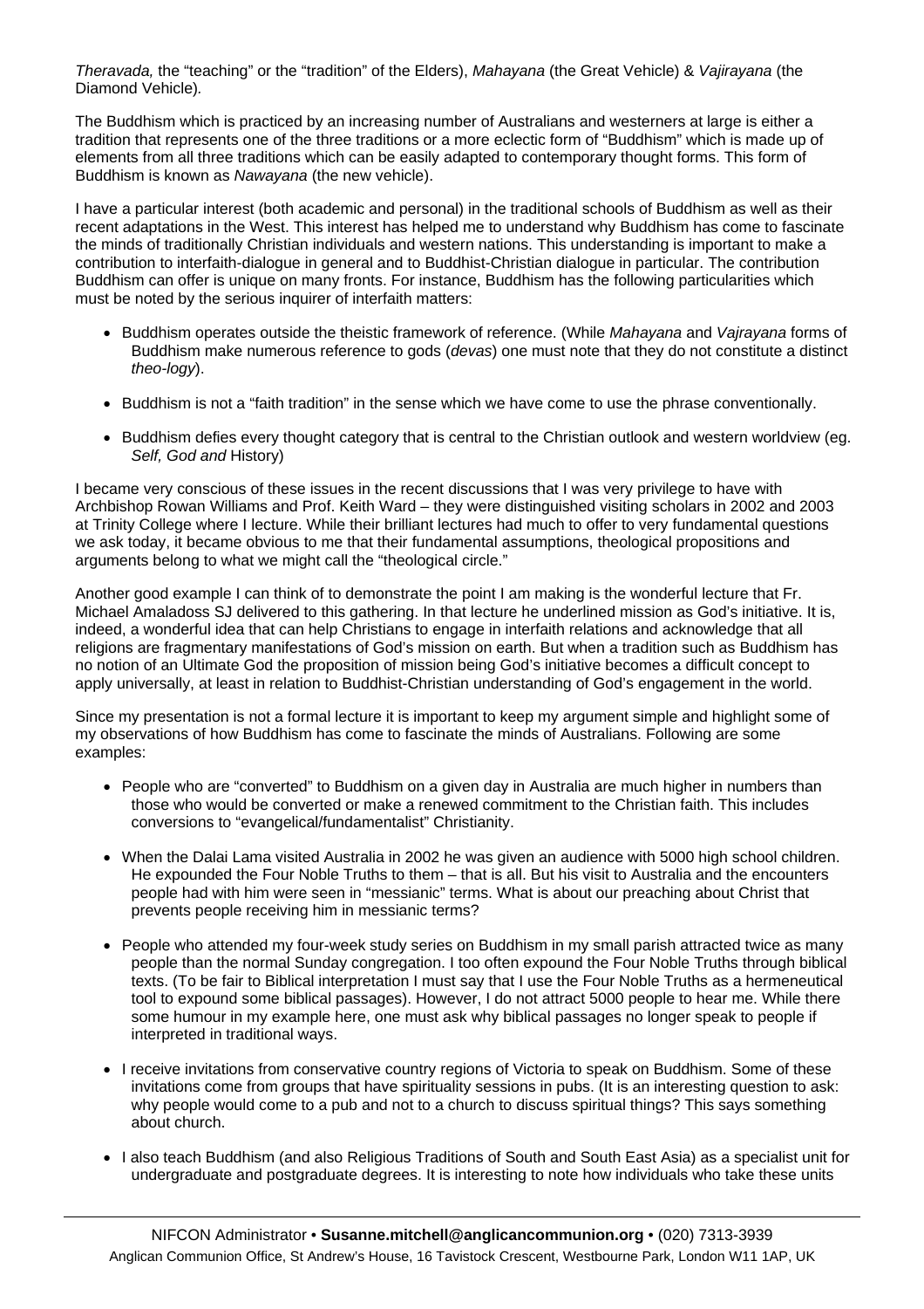*Theravada,* the "teaching" or the "tradition" of the Elders), *Mahayana* (the Great Vehicle) & *Vajirayana* (the Diamond Vehicle).

The Buddhism which is practiced by an increasing number of Australians and westerners at large is either a tradition that represents one of the three traditions or a more eclectic form of "Buddhism" which is made up of elements from all three traditions which can be easily adapted to contemporary thought forms. This form of Buddhism is known as *Nawayana* (the new vehicle).

I have a particular interest (both academic and personal) in the traditional schools of Buddhism as well as their recent adaptations in the West. This interest has helped me to understand why Buddhism has come to fascinate the minds of traditionally Christian individuals and western nations. This understanding is important to make a contribution to interfaith-dialogue in general and to Buddhist-Christian dialogue in particular. The contribution Buddhism can offer is unique on many fronts. For instance, Buddhism has the following particularities which must be noted by the serious inquirer of interfaith matters:

- Buddhism operates outside the theistic framework of reference. (While *Mahayana* and *Vajrayana* forms of Buddhism make numerous reference to gods (*devas*) one must note that they do not constitute a distinct *theo-logy*).
- Buddhism is not a "faith tradition" in the sense which we have come to use the phrase conventionally.
- Buddhism defies every thought category that is central to the Christian outlook and western worldview (eg. *Self, God and* History)

I became very conscious of these issues in the recent discussions that I was very privilege to have with Archbishop Rowan Williams and Prof. Keith Ward – they were distinguished visiting scholars in 2002 and 2003 at Trinity College where I lecture. While their brilliant lectures had much to offer to very fundamental questions we ask today, it became obvious to me that their fundamental assumptions, theological propositions and arguments belong to what we might call the "theological circle."

Another good example I can think of to demonstrate the point I am making is the wonderful lecture that Fr. Michael Amaladoss SJ delivered to this gathering. In that lecture he underlined mission as God's initiative. It is, indeed, a wonderful idea that can help Christians to engage in interfaith relations and acknowledge that all religions are fragmentary manifestations of God's mission on earth. But when a tradition such as Buddhism has no notion of an Ultimate God the proposition of mission being God's initiative becomes a difficult concept to apply universally, at least in relation to Buddhist-Christian understanding of God's engagement in the world.

Since my presentation is not a formal lecture it is important to keep my argument simple and highlight some of my observations of how Buddhism has come to fascinate the minds of Australians. Following are some examples:

- People who are "converted" to Buddhism on a given day in Australia are much higher in numbers than those who would be converted or make a renewed commitment to the Christian faith. This includes conversions to "evangelical/fundamentalist" Christianity.
- When the Dalai Lama visited Australia in 2002 he was given an audience with 5000 high school children. He expounded the Four Noble Truths to them – that is all. But his visit to Australia and the encounters people had with him were seen in "messianic" terms. What is about our preaching about Christ that prevents people receiving him in messianic terms?
- People who attended my four-week study series on Buddhism in my small parish attracted twice as many people than the normal Sunday congregation. I too often expound the Four Noble Truths through biblical texts. (To be fair to Biblical interpretation I must say that I use the Four Noble Truths as a hermeneutical tool to expound some biblical passages). However, I do not attract 5000 people to hear me. While there some humour in my example here, one must ask why biblical passages no longer speak to people if interpreted in traditional ways.
- I receive invitations from conservative country regions of Victoria to speak on Buddhism. Some of these invitations come from groups that have spirituality sessions in pubs. (It is an interesting question to ask: why people would come to a pub and not to a church to discuss spiritual things? This says something about church.
- I also teach Buddhism (and also Religious Traditions of South and South East Asia) as a specialist unit for undergraduate and postgraduate degrees. It is interesting to note how individuals who take these units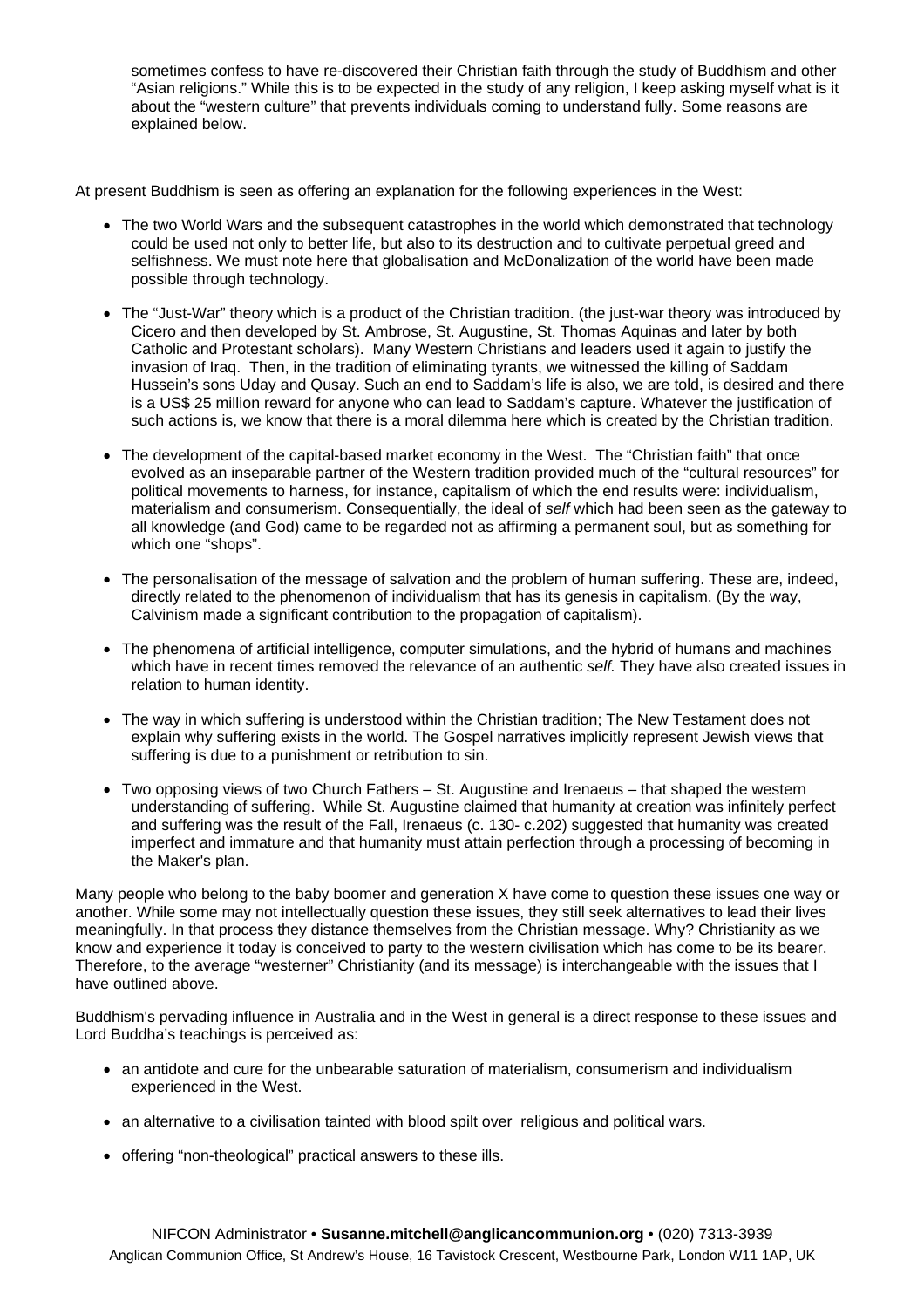sometimes confess to have re-discovered their Christian faith through the study of Buddhism and other "Asian religions." While this is to be expected in the study of any religion, I keep asking myself what is it about the "western culture" that prevents individuals coming to understand fully. Some reasons are explained below.

At present Buddhism is seen as offering an explanation for the following experiences in the West:

- The two World Wars and the subsequent catastrophes in the world which demonstrated that technology could be used not only to better life, but also to its destruction and to cultivate perpetual greed and selfishness. We must note here that globalisation and McDonalization of the world have been made possible through technology.
- The "Just-War" theory which is a product of the Christian tradition. (the just-war theory was introduced by Cicero and then developed by St. Ambrose, St. Augustine, St. Thomas Aquinas and later by both Catholic and Protestant scholars). Many Western Christians and leaders used it again to justify the invasion of Iraq. Then, in the tradition of eliminating tyrants, we witnessed the killing of Saddam Hussein's sons Uday and Qusay. Such an end to Saddam's life is also, we are told, is desired and there is a US$ 25 million reward for anyone who can lead to Saddam's capture. Whatever the justification of such actions is, we know that there is a moral dilemma here which is created by the Christian tradition.
- The development of the capital-based market economy in the West. The "Christian faith" that once evolved as an inseparable partner of the Western tradition provided much of the "cultural resources" for political movements to harness, for instance, capitalism of which the end results were: individualism, materialism and consumerism. Consequentially, the ideal of *self* which had been seen as the gateway to all knowledge (and God) came to be regarded not as affirming a permanent soul, but as something for which one "shops".
- The personalisation of the message of salvation and the problem of human suffering. These are, indeed, directly related to the phenomenon of individualism that has its genesis in capitalism. (By the way, Calvinism made a significant contribution to the propagation of capitalism).
- The phenomena of artificial intelligence, computer simulations, and the hybrid of humans and machines which have in recent times removed the relevance of an authentic *self.* They have also created issues in relation to human identity.
- The way in which suffering is understood within the Christian tradition; The New Testament does not explain why suffering exists in the world. The Gospel narratives implicitly represent Jewish views that suffering is due to a punishment or retribution to sin.
- Two opposing views of two Church Fathers – St. Augustine and Irenaeus – that shaped the western understanding of suffering. While St. Augustine claimed that humanity at creation was infinitely perfect and suffering was the result of the Fall, Irenaeus (c. 130- c.202) suggested that humanity was created imperfect and immature and that humanity must attain perfection through a processing of becoming in the Maker's plan.

Many people who belong to the baby boomer and generation X have come to question these issues one way or another. While some may not intellectually question these issues, they still seek alternatives to lead their lives meaningfully. In that process they distance themselves from the Christian message. Why? Christianity as we know and experience it today is conceived to party to the western civilisation which has come to be its bearer. Therefore, to the average "westerner" Christianity (and its message) is interchangeable with the issues that I have outlined above.

Buddhism's pervading influence in Australia and in the West in general is a direct response to these issues and Lord Buddha's teachings is perceived as:

- an antidote and cure for the unbearable saturation of materialism, consumerism and individualism experienced in the West.
- an alternative to a civilisation tainted with blood spilt over religious and political wars.
- offering "non-theological" practical answers to these ills.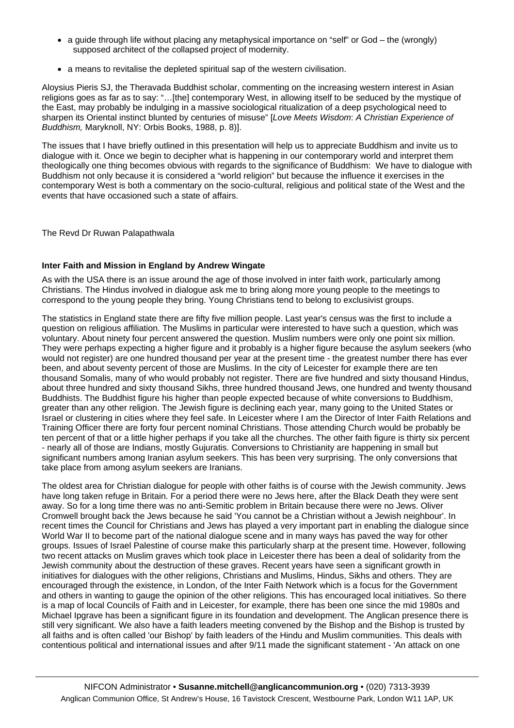- a guide through life without placing any metaphysical importance on "self" or God – the (wrongly) supposed architect of the collapsed project of modernity.
- a means to revitalise the depleted spiritual sap of the western civilisation.

Aloysius Pieris SJ, the Theravada Buddhist scholar, commenting on the increasing western interest in Asian religions goes as far as to say: "…[the] contemporary West, in allowing itself to be seduced by the mystique of the East, may probably be indulging in a massive sociological ritualization of a deep psychological need to sharpen its Oriental instinct blunted by centuries of misuse" [*Love Meets Wisdom*: *A Christian Experience of Buddhism,* Maryknoll, NY: Orbis Books, 1988, p. 8)].

The issues that I have briefly outlined in this presentation will help us to appreciate Buddhism and invite us to dialogue with it. Once we begin to decipher what is happening in our contemporary world and interpret them theologically one thing becomes obvious with regards to the significance of Buddhism: We have to dialogue with Buddhism not only because it is considered a "world religion" but because the influence it exercises in the contemporary West is both a commentary on the socio-cultural, religious and political state of the West and the events that have occasioned such a state of affairs.

The Revd Dr Ruwan Palapathwala

**Inter Faith and Mission in England by Andrew Wingate**

As with the USA there is an issue around the age of those involved in inter faith work, particularly among Christians. The Hindus involved in dialogue ask me to bring along more young people to the meetings to correspond to the young people they bring. Young Christians tend to belong to exclusivist groups.

The statistics in England state there are fifty five million people. Last year's census was the first to include a question on religious affiliation. The Muslims in particular were interested to have such a question, which was voluntary. About ninety four percent answered the question. Muslim numbers were only one point six million. They were perhaps expecting a higher figure and it probably is a higher figure because the asylum seekers (who would not register) are one hundred thousand per year at the present time - the greatest number there has ever been, and about seventy percent of those are Muslims. In the city of Leicester for example there are ten thousand Somalis, many of who would probably not register. There are five hundred and sixty thousand Hindus, about three hundred and sixty thousand Sikhs, three hundred thousand Jews, one hundred and twenty thousand Buddhists. The Buddhist figure his higher than people expected because of white conversions to Buddhism, greater than any other religion. The Jewish figure is declining each year, many going to the United States or Israel or clustering in cities where they feel safe. In Leicester where I am the Director of Inter Faith Relations and Training Officer there are forty four percent nominal Christians. Those attending Church would be probably be ten percent of that or a little higher perhaps if you take all the churches. The other faith figure is thirty six percent - nearly all of those are Indians, mostly Gujuratis. Conversions to Christianity are happening in small but significant numbers among Iranian asylum seekers. This has been very surprising. The only conversions that take place from among asylum seekers are Iranians.

The oldest area for Christian dialogue for people with other faiths is of course with the Jewish community. Jews have long taken refuge in Britain. For a period there were no Jews here, after the Black Death they were sent away. So for a long time there was no anti-Semitic problem in Britain because there were no Jews. Oliver Cromwell brought back the Jews because he said 'You cannot be a Christian without a Jewish neighbour'. In recent times the Council for Christians and Jews has played a very important part in enabling the dialogue since World War II to become part of the national dialogue scene and in many ways has paved the way for other groups. Issues of Israel Palestine of course make this particularly sharp at the present time. However, following two recent attacks on Muslim graves which took place in Leicester there has been a deal of solidarity from the Jewish community about the destruction of these graves. Recent years have seen a significant growth in initiatives for dialogues with the other religions, Christians and Muslims, Hindus, Sikhs and others. They are encouraged through the existence, in London, of the Inter Faith Network which is a focus for the Government and others in wanting to gauge the opinion of the other religions. This has encouraged local initiatives. So there is a map of local Councils of Faith and in Leicester, for example, there has been one since the mid 1980s and Michael Ipgrave has been a significant figure in its foundation and development. The Anglican presence there is still very significant. We also have a faith leaders meeting convened by the Bishop and the Bishop is trusted by all faiths and is often called 'our Bishop' by faith leaders of the Hindu and Muslim communities. This deals with contentious political and international issues and after 9/11 made the significant statement - 'An attack on one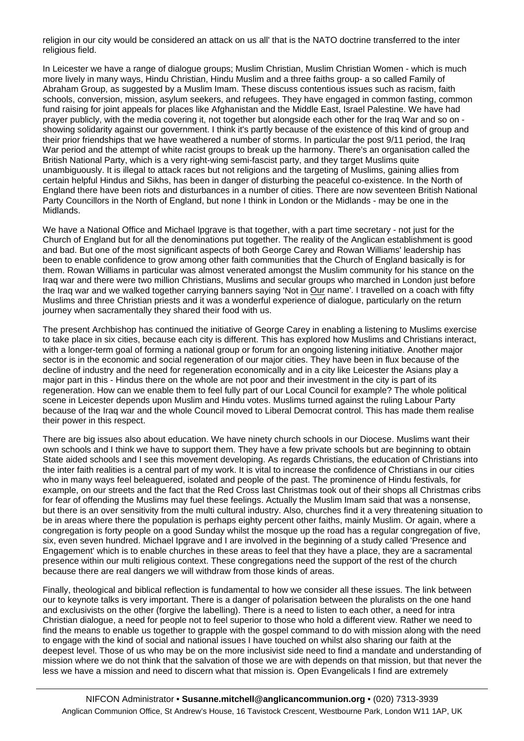religion in our city would be considered an attack on us all' that is the NATO doctrine transferred to the inter religious field.

In Leicester we have a range of dialogue groups; Muslim Christian, Muslim Christian Women - which is much more lively in many ways, Hindu Christian, Hindu Muslim and a three faiths group- a so called Family of Abraham Group, as suggested by a Muslim Imam. These discuss contentious issues such as racism, faith schools, conversion, mission, asylum seekers, and refugees. They have engaged in common fasting, common fund raising for joint appeals for places like Afghanistan and the Middle East, Israel Palestine. We have had prayer publicly, with the media covering it, not together but alongside each other for the Iraq War and so on - showing solidarity against our government. I think it's partly because of the existence of this kind of group and their prior friendships that we have weathered a number of storms. In particular the post 9/11 period, the Iraq War period and the attempt of white racist groups to break up the harmony. There's an organisation called the British National Party, which is a very right-wing semi-fascist party, and they target Muslims quite unambiguously. It is illegal to attack races but not religions and the targeting of Muslims, gaining allies from certain helpful Hindus and Sikhs, has been in danger of disturbing the peaceful co-existence. In the North of England there have been riots and disturbances in a number of cities. There are now seventeen British National Party Councillors in the North of England, but none I think in London or the Midlands - may be one in the Midlands.

We have a National Office and Michael Ipgrave is that together, with a part time secretary - not just for the Church of England but for all the denominations put together. The reality of the Anglican establishment is good and bad. But one of the most significant aspects of both George Carey and Rowan Williams' leadership has been to enable confidence to grow among other faith communities that the Church of England basically is for them. Rowan Williams in particular was almost venerated amongst the Muslim community for his stance on the Iraq war and there were two million Christians, Muslims and secular groups who marched in London just before the Iraq war and we walked together carrying banners saying 'Not in Our name'. I travelled on a coach with fifty Muslims and three Christian priests and it was a wonderful experience of dialogue, particularly on the return journey when sacramentally they shared their food with us.

The present Archbishop has continued the initiative of George Carey in enabling a listening to Muslims exercise to take place in six cities, because each city is different. This has explored how Muslims and Christians interact, with a longer-term goal of forming a national group or forum for an ongoing listening initiative. Another major sector is in the economic and social regeneration of our major cities. They have been in flux because of the decline of industry and the need for regeneration economically and in a city like Leicester the Asians play a major part in this - Hindus there on the whole are not poor and their investment in the city is part of its regeneration. How can we enable them to feel fully part of our Local Council for example? The whole political scene in Leicester depends upon Muslim and Hindu votes. Muslims turned against the ruling Labour Party because of the Iraq war and the whole Council moved to Liberal Democrat control. This has made them realise their power in this respect.

There are big issues also about education. We have ninety church schools in our Diocese. Muslims want their own schools and I think we have to support them. They have a few private schools but are beginning to obtain State aided schools and I see this movement developing. As regards Christians, the education of Christians into the inter faith realities is a central part of my work. It is vital to increase the confidence of Christians in our cities who in many ways feel beleaguered, isolated and people of the past. The prominence of Hindu festivals, for example, on our streets and the fact that the Red Cross last Christmas took out of their shops all Christmas cribs for fear of offending the Muslims may fuel these feelings. Actually the Muslim Imam said that was a nonsense, but there is an over sensitivity from the multi cultural industry. Also, churches find it a very threatening situation to be in areas where there the population is perhaps eighty percent other faiths, mainly Muslim. Or again, where a congregation is forty people on a good Sunday whilst the mosque up the road has a regular congregation of five, six, even seven hundred. Michael Ipgrave and I are involved in the beginning of a study called 'Presence and Engagement' which is to enable churches in these areas to feel that they have a place, they are a sacramental presence within our multi religious context. These congregations need the support of the rest of the church because there are real dangers we will withdraw from those kinds of areas.

Finally, theological and biblical reflection is fundamental to how we consider all these issues. The link between our to keynote talks is very important. There is a danger of polarisation between the pluralists on the one hand and exclusivists on the other (forgive the labelling). There is a need to listen to each other, a need for intra Christian dialogue, a need for people not to feel superior to those who hold a different view. Rather we need to find the means to enable us together to grapple with the gospel command to do with mission along with the need to engage with the kind of social and national issues I have touched on whilst also sharing our faith at the deepest level. Those of us who may be on the more inclusivist side need to find a mandate and understanding of mission where we do not think that the salvation of those we are with depends on that mission, but that never the less we have a mission and need to discern what that mission is. Open Evangelicals I find are extremely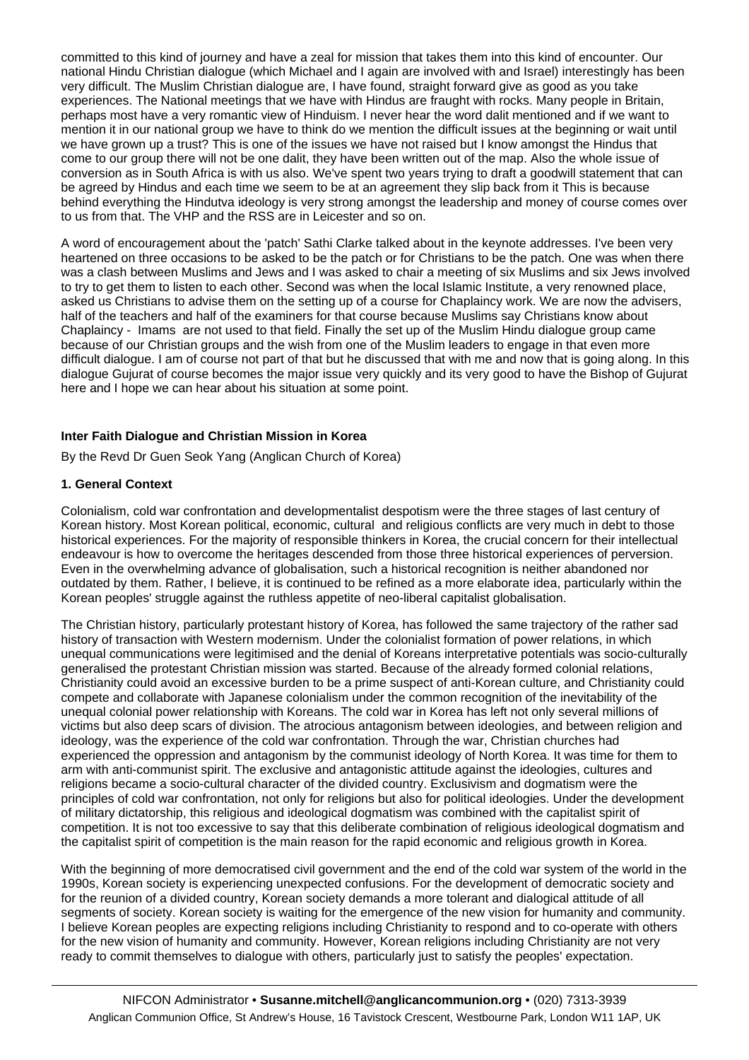committed to this kind of journey and have a zeal for mission that takes them into this kind of encounter. Our national Hindu Christian dialogue (which Michael and I again are involved with and Israel) interestingly has been very difficult. The Muslim Christian dialogue are, I have found, straight forward give as good as you take experiences. The National meetings that we have with Hindus are fraught with rocks. Many people in Britain, perhaps most have a very romantic view of Hinduism. I never hear the word dalit mentioned and if we want to mention it in our national group we have to think do we mention the difficult issues at the beginning or wait until we have grown up a trust? This is one of the issues we have not raised but I know amongst the Hindus that come to our group there will not be one dalit, they have been written out of the map. Also the whole issue of conversion as in South Africa is with us also. We've spent two years trying to draft a goodwill statement that can be agreed by Hindus and each time we seem to be at an agreement they slip back from it This is because behind everything the Hindutva ideology is very strong amongst the leadership and money of course comes over to us from that. The VHP and the RSS are in Leicester and so on.

A word of encouragement about the 'patch' Sathi Clarke talked about in the keynote addresses. I've been very heartened on three occasions to be asked to be the patch or for Christians to be the patch. One was when there was a clash between Muslims and Jews and I was asked to chair a meeting of six Muslims and six Jews involved to try to get them to listen to each other. Second was when the local Islamic Institute, a very renowned place, asked us Christians to advise them on the setting up of a course for Chaplaincy work. We are now the advisers, half of the teachers and half of the examiners for that course because Muslims say Christians know about Chaplaincy - Imams are not used to that field. Finally the set up of the Muslim Hindu dialogue group came because of our Christian groups and the wish from one of the Muslim leaders to engage in that even more difficult dialogue. I am of course not part of that but he discussed that with me and now that is going along. In this dialogue Gujurat of course becomes the major issue very quickly and its very good to have the Bishop of Gujurat here and I hope we can hear about his situation at some point.

### Inter Faith Dialogue and Christian Mission in Korea

By the Revd Dr Guen Seok Yang (Anglican Church of Korea)

#### 1. General Context

Colonialism, cold war confrontation and developmentalist despotism were the three stages of last century of Korean history. Most Korean political, economic, cultural and religious conflicts are very much in debt to those historical experiences. For the majority of responsible thinkers in Korea, the crucial concern for their intellectual endeavour is how to overcome the heritages descended from those three historical experiences of perversion. Even in the overwhelming advance of globalisation, such a historical recognition is neither abandoned nor outdated by them. Rather, I believe, it is continued to be refined as a more elaborate idea, particularly within the Korean peoples' struggle against the ruthless appetite of neo-liberal capitalist globalisation.

The Christian history, particularly protestant history of Korea, has followed the same trajectory of the rather sad history of transaction with Western modernism. Under the colonialist formation of power relations, in which unequal communications were legitimised and the denial of Koreans interpretative potentials was socio-culturally generalised the protestant Christian mission was started. Because of the already formed colonial relations, Christianity could avoid an excessive burden to be a prime suspect of anti-Korean culture, and Christianity could compete and collaborate with Japanese colonialism under the common recognition of the inevitability of the unequal colonial power relationship with Koreans. The cold war in Korea has left not only several millions of victims but also deep scars of division. The atrocious antagonism between ideologies, and between religion and ideology, was the experience of the cold war confrontation. Through the war, Christian churches had experienced the oppression and antagonism by the communist ideology of North Korea. It was time for them to arm with anti-communist spirit. The exclusive and antagonistic attitude against the ideologies, cultures and religions became a socio-cultural character of the divided country. Exclusivism and dogmatism were the principles of cold war confrontation, not only for religions but also for political ideologies. Under the development of military dictatorship, this religious and ideological dogmatism was combined with the capitalist spirit of competition. It is not too excessive to say that this deliberate combination of religious ideological dogmatism and the capitalist spirit of competition is the main reason for the rapid economic and religious growth in Korea.

With the beginning of more democratised civil government and the end of the cold war system of the world in the 1990s, Korean society is experiencing unexpected confusions. For the development of democratic society and for the reunion of a divided country, Korean society demands a more tolerant and dialogical attitude of all segments of society. Korean society is waiting for the emergence of the new vision for humanity and community. I believe Korean peoples are expecting religions including Christianity to respond and to co-operate with others for the new vision of humanity and community. However, Korean religions including Christianity are not very ready to commit themselves to dialogue with others, particularly just to satisfy the peoples' expectation.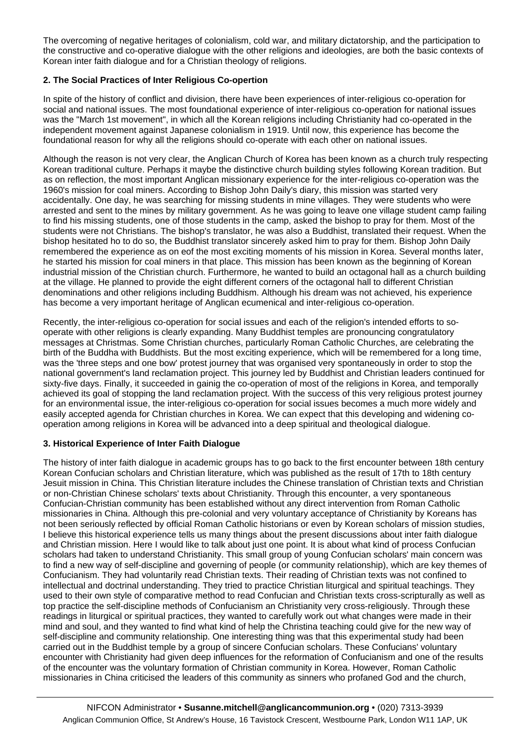The overcoming of negative heritages of colonialism, cold war, and military dictatorship, and the participation to the constructive and co-operative dialogue with the other religions and ideologies, are both the basic contexts of Korean inter faith dialogue and for a Christian theology of religions.

**2. The Social Practices of Inter Religious Co-opertion**

In spite of the history of conflict and division, there have been experiences of inter-religious co-operation for social and national issues. The most foundational experience of inter-religious co-operation for national issues was the "March 1st movement", in which all the Korean religions including Christianity had co-operated in the independent movement against Japanese colonialism in 1919. Until now, this experience has become the foundational reason for why all the religions should co-operate with each other on national issues.

Although the reason is not very clear, the Anglican Church of Korea has been known as a church truly respecting Korean traditional culture. Perhaps it maybe the distinctive church building styles following Korean tradition. But as on reflection, the most important Anglican missionary experience for the inter-religious co-operation was the 1960's mission for coal miners. According to Bishop John Daily's diary, this mission was started very accidentally. One day, he was searching for missing students in mine villages. They were students who were arrested and sent to the mines by military government. As he was going to leave one village student camp failing to find his missing students, one of those students in the camp, asked the bishop to pray for them. Most of the students were not Christians. The bishop's translator, he was also a Buddhist, translated their request. When the bishop hesitated ho to do so, the Buddhist translator sincerely asked him to pray for them. Bishop John Daily remembered the experience as on eof the most exciting moments of his mission in Korea. Several months later, he started his mission for coal miners in that place. This mission has been known as the beginning of Korean industrial mission of the Christian church. Furthermore, he wanted to build an octagonal hall as a church building at the village. He planned to provide the eight different corners of the octagonal hall to different Christian denominations and other religions including Buddhism. Although his dream was not achieved, his experience has become a very important heritage of Anglican ecumenical and inter-religious co-operation.

Recently, the inter-religious co-operation for social issues and each of the religion's intended efforts to so-operate with other religions is clearly expanding. Many Buddhist temples are pronouncing congratulatory messages at Christmas. Some Christian churches, particularly Roman Catholic Churches, are celebrating the birth of the Buddha with Buddhists. But the most exciting experience, which will be remembered for a long time, was the 'three steps and one bow' protest journey that was organised very spontaneously in order to stop the national government's land reclamation project. This journey led by Buddhist and Christian leaders continued for sixty-five days. Finally, it succeeded in gainig the co-operation of most of the religions in Korea, and temporally achieved its goal of stopping the land reclamation project. With the success of this very religious protest journey for an environmental issue, the inter-religious co-operation for social issues becomes a much more widely and easily accepted agenda for Christian churches in Korea. We can expect that this developing and widening co-operation among religions in Korea will be advanced into a deep spiritual and theological dialogue.

**3. Historical Experience of Inter Faith Dialogue**

The history of inter faith dialogue in academic groups has to go back to the first encounter between 18th century Korean Confucian scholars and Christian literature, which was published as the result of 17th to 18th century Jesuit mission in China. This Christian literature includes the Chinese translation of Christian texts and Christian or non-Christian Chinese scholars' texts about Christianity. Through this encounter, a very spontaneous Confucian-Christian community has been established without any direct intervention from Roman Catholic missionaries in China. Although this pre-colonial and very voluntary acceptance of Christianity by Koreans has not been seriously reflected by official Roman Catholic historians or even by Korean scholars of mission studies, I believe this historical experience tells us many things about the present discussions about inter faith dialogue and Christian mission. Here I would like to talk about just one point. It is about what kind of process Confucian scholars had taken to understand Christianity. This small group of young Confucian scholars' main concern was to find a new way of self-discipline and governing of people (or community relationship), which are key themes of Confucianism. They had voluntarily read Christian texts. Their reading of Christian texts was not confined to intellectual and doctrinal understanding. They tried to practice Christian liturgical and spiritual teachings. They used to their own style of comparative method to read Confucian and Christian texts cross-scripturally as well as top practice the self-discipline methods of Confucianism an Christianity very cross-religiously. Through these readings in liturgical or spiritual practices, they wanted to carefully work out what changes were made in their mind and soul, and they wanted to find what kind of help the Christina teaching could give for the new way of self-discipline and community relationship. One interesting thing was that this experimental study had been carried out in the Buddhist temple by a group of sincere Confucian scholars. These Confucians' voluntary encounter with Christianity had given deep influences for the reformation of Confucianism and one of the results of the encounter was the voluntary formation of Christian community in Korea. However, Roman Catholic missionaries in China criticised the leaders of this community as sinners who profaned God and the church,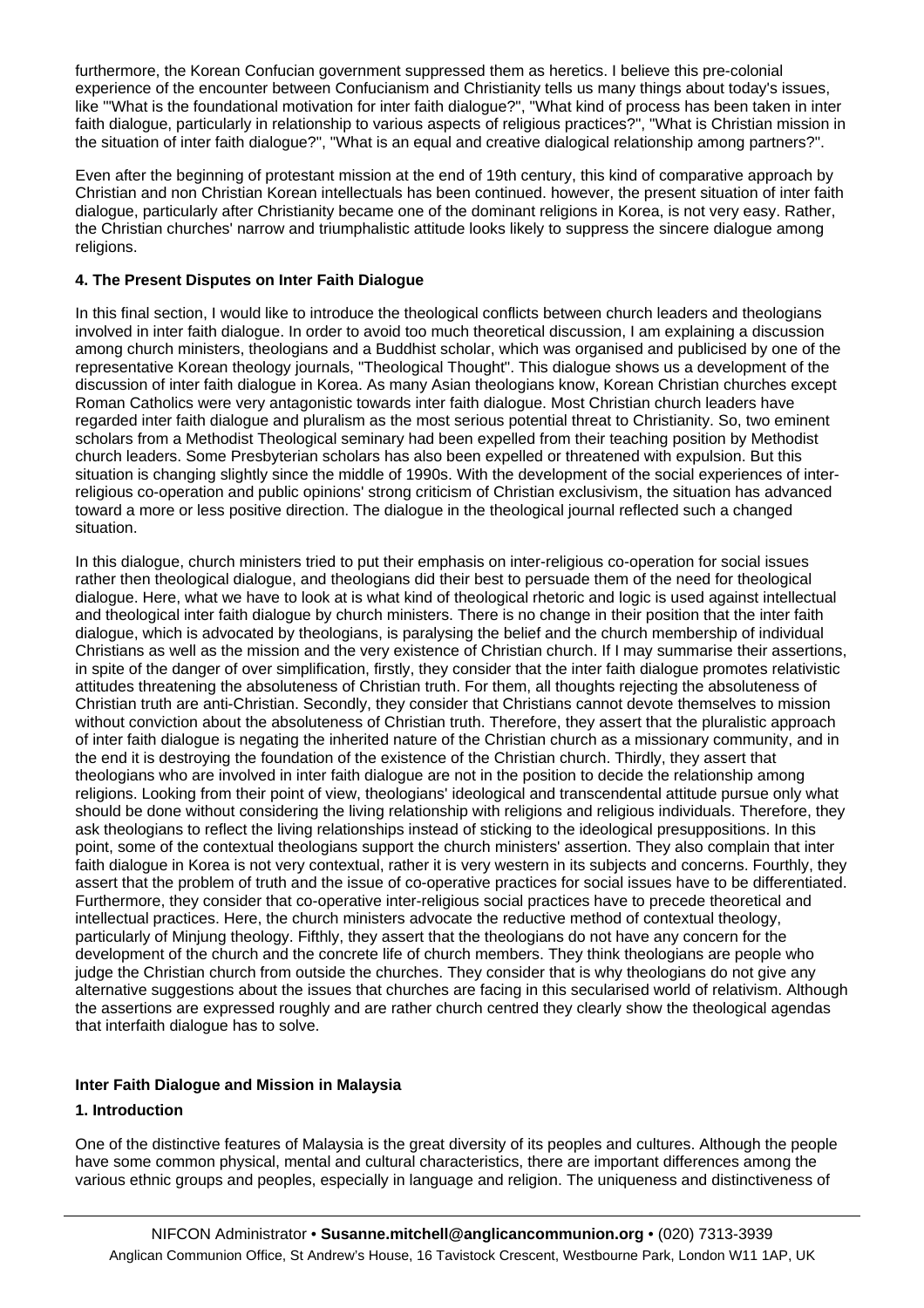furthermore, the Korean Confucian government suppressed them as heretics. I believe this pre-colonial experience of the encounter between Confucianism and Christianity tells us many things about today's issues, like '"What is the foundational motivation for inter faith dialogue?", "What kind of process has been taken in inter faith dialogue, particularly in relationship to various aspects of religious practices?", "What is Christian mission in the situation of inter faith dialogue?", "What is an equal and creative dialogical relationship among partners?".

Even after the beginning of protestant mission at the end of 19th century, this kind of comparative approach by Christian and non Christian Korean intellectuals has been continued. however, the present situation of inter faith dialogue, particularly after Christianity became one of the dominant religions in Korea, is not very easy. Rather, the Christian churches' narrow and triumphalistic attitude looks likely to suppress the sincere dialogue among religions.

**4. The Present Disputes on Inter Faith Dialogue**

In this final section, I would like to introduce the theological conflicts between church leaders and theologians involved in inter faith dialogue. In order to avoid too much theoretical discussion, I am explaining a discussion among church ministers, theologians and a Buddhist scholar, which was organised and publicised by one of the representative Korean theology journals, "Theological Thought". This dialogue shows us a development of the discussion of inter faith dialogue in Korea. As many Asian theologians know, Korean Christian churches except Roman Catholics were very antagonistic towards inter faith dialogue. Most Christian church leaders have regarded inter faith dialogue and pluralism as the most serious potential threat to Christianity. So, two eminent scholars from a Methodist Theological seminary had been expelled from their teaching position by Methodist church leaders. Some Presbyterian scholars has also been expelled or threatened with expulsion. But this situation is changing slightly since the middle of 1990s. With the development of the social experiences of inter-religious co-operation and public opinions' strong criticism of Christian exclusivism, the situation has advanced toward a more or less positive direction. The dialogue in the theological journal reflected such a changed situation.

In this dialogue, church ministers tried to put their emphasis on inter-religious co-operation for social issues rather then theological dialogue, and theologians did their best to persuade them of the need for theological dialogue. Here, what we have to look at is what kind of theological rhetoric and logic is used against intellectual and theological inter faith dialogue by church ministers. There is no change in their position that the inter faith dialogue, which is advocated by theologians, is paralysing the belief and the church membership of individual Christians as well as the mission and the very existence of Christian church. If I may summarise their assertions, in spite of the danger of over simplification, firstly, they consider that the inter faith dialogue promotes relativistic attitudes threatening the absoluteness of Christian truth. For them, all thoughts rejecting the absoluteness of Christian truth are anti-Christian. Secondly, they consider that Christians cannot devote themselves to mission without conviction about the absoluteness of Christian truth. Therefore, they assert that the pluralistic approach of inter faith dialogue is negating the inherited nature of the Christian church as a missionary community, and in the end it is destroying the foundation of the existence of the Christian church. Thirdly, they assert that theologians who are involved in inter faith dialogue are not in the position to decide the relationship among religions. Looking from their point of view, theologians' ideological and transcendental attitude pursue only what should be done without considering the living relationship with religions and religious individuals. Therefore, they ask theologians to reflect the living relationships instead of sticking to the ideological presuppositions. In this point, some of the contextual theologians support the church ministers' assertion. They also complain that inter faith dialogue in Korea is not very contextual, rather it is very western in its subjects and concerns. Fourthly, they assert that the problem of truth and the issue of co-operative practices for social issues have to be differentiated. Furthermore, they consider that co-operative inter-religious social practices have to precede theoretical and intellectual practices. Here, the church ministers advocate the reductive method of contextual theology, particularly of Minjung theology. Fifthly, they assert that the theologians do not have any concern for the development of the church and the concrete life of church members. They think theologians are people who judge the Christian church from outside the churches. They consider that is why theologians do not give any alternative suggestions about the issues that churches are facing in this secularised world of relativism. Although the assertions are expressed roughly and are rather church centred they clearly show the theological agendas that interfaith dialogue has to solve.

## Inter Faith Dialogue and Mission in Malaysia

**1. Introduction**

One of the distinctive features of Malaysia is the great diversity of its peoples and cultures. Although the people have some common physical, mental and cultural characteristics, there are important differences among the various ethnic groups and peoples, especially in language and religion. The uniqueness and distinctiveness of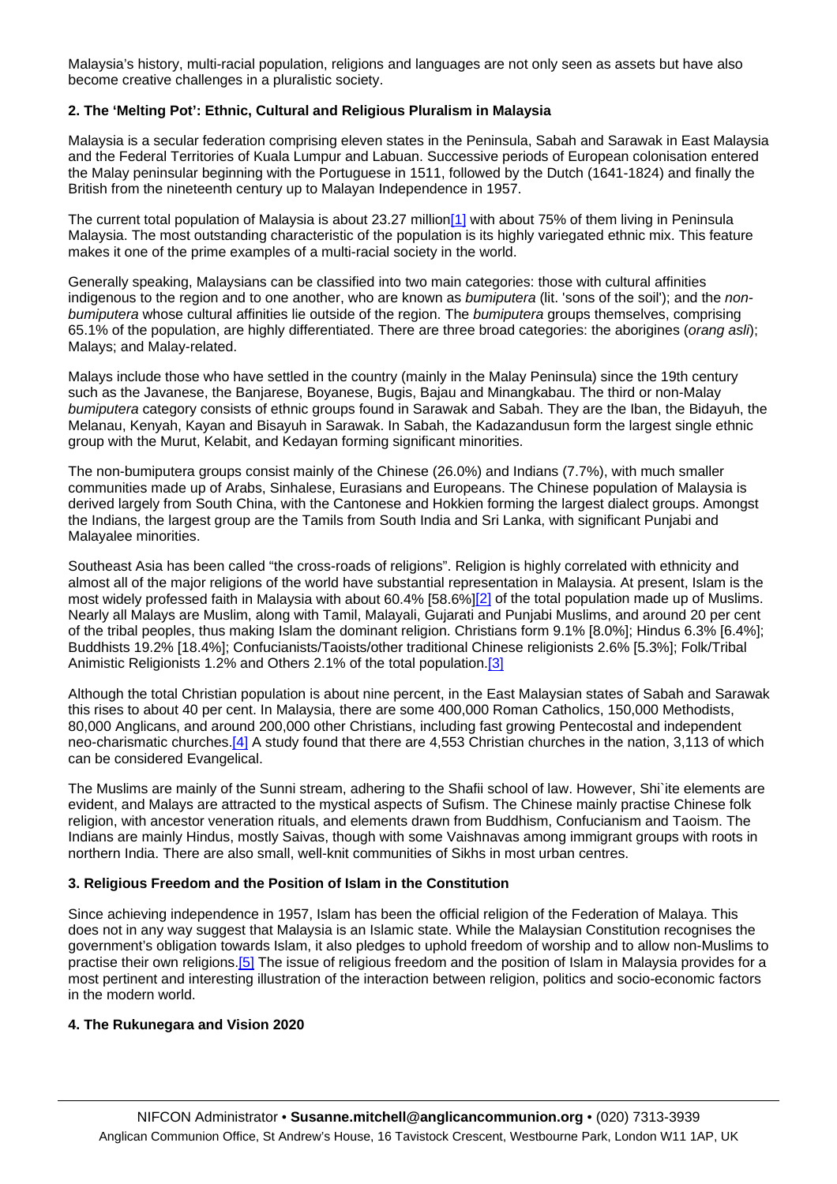Malaysia's history, multi-racial population, religions and languages are not only seen as assets but have also become creative challenges in a pluralistic society.

### 2. The 'Melting Pot': Ethnic, Cultural and Religious Pluralism in Malaysia

Malaysia is a secular federation comprising eleven states in the Peninsula, Sabah and Sarawak in East Malaysia and the Federal Territories of Kuala Lumpur and Labuan. Successive periods of European colonisation entered the Malay peninsular beginning with the Portuguese in 1511, followed by the Dutch (1641-1824) and finally the British from the nineteenth century up to Malayan Independence in 1957.

The current total population of Malaysia is about 23.27 million[1] with about 75% of them living in Peninsula Malaysia. The most outstanding characteristic of the population is its highly variegated ethnic mix. This feature makes it one of the prime examples of a multi-racial society in the world.

Generally speaking, Malaysians can be classified into two main categories: those with cultural affinities indigenous to the region and to one another, who are known as *bumiputera* (lit. 'sons of the soil'); and the *non-bumiputera* whose cultural affinities lie outside of the region. The *bumiputera* groups themselves, comprising 65.1% of the population, are highly differentiated. There are three broad categories: the aborigines (*orang asli*); Malays; and Malay-related.

Malays include those who have settled in the country (mainly in the Malay Peninsula) since the 19th century such as the Javanese, the Banjarese, Boyanese, Bugis, Bajau and Minangkabau. The third or non-Malay *bumiputera* category consists of ethnic groups found in Sarawak and Sabah. They are the Iban, the Bidayuh, the Melanau, Kenyah, Kayan and Bisayuh in Sarawak. In Sabah, the Kadazandusun form the largest single ethnic group with the Murut, Kelabit, and Kedayan forming significant minorities.

The non-bumiputera groups consist mainly of the Chinese (26.0%) and Indians (7.7%), with much smaller communities made up of Arabs, Sinhalese, Eurasians and Europeans. The Chinese population of Malaysia is derived largely from South China, with the Cantonese and Hokkien forming the largest dialect groups. Amongst the Indians, the largest group are the Tamils from South India and Sri Lanka, with significant Punjabi and Malayalee minorities.

Southeast Asia has been called "the cross-roads of religions". Religion is highly correlated with ethnicity and almost all of the major religions of the world have substantial representation in Malaysia. At present, Islam is the most widely professed faith in Malaysia with about 60.4% [58.6%][2] of the total population made up of Muslims. Nearly all Malays are Muslim, along with Tamil, Malayali, Gujarati and Punjabi Muslims, and around 20 per cent of the tribal peoples, thus making Islam the dominant religion. Christians form 9.1% [8.0%]; Hindus 6.3% [6.4%]; Buddhists 19.2% [18.4%]; Confucianists/Taoists/other traditional Chinese religionists 2.6% [5.3%]; Folk/Tribal Animistic Religionists 1.2% and Others 2.1% of the total population.[3]

Although the total Christian population is about nine percent, in the East Malaysian states of Sabah and Sarawak this rises to about 40 per cent. In Malaysia, there are some 400,000 Roman Catholics, 150,000 Methodists, 80,000 Anglicans, and around 200,000 other Christians, including fast growing Pentecostal and independent neo-charismatic churches.[4] A study found that there are 4,553 Christian churches in the nation, 3,113 of which can be considered Evangelical.

The Muslims are mainly of the Sunni stream, adhering to the Shafii school of law. However, Shi`ite elements are evident, and Malays are attracted to the mystical aspects of Sufism. The Chinese mainly practise Chinese folk religion, with ancestor veneration rituals, and elements drawn from Buddhism, Confucianism and Taoism. The Indians are mainly Hindus, mostly Saivas, though with some Vaishnavas among immigrant groups with roots in northern India. There are also small, well-knit communities of Sikhs in most urban centres.

### 3. Religious Freedom and the Position of Islam in the Constitution

Since achieving independence in 1957, Islam has been the official religion of the Federation of Malaya. This does not in any way suggest that Malaysia is an Islamic state. While the Malaysian Constitution recognises the government's obligation towards Islam, it also pledges to uphold freedom of worship and to allow non-Muslims to practise their own religions.[5] The issue of religious freedom and the position of Islam in Malaysia provides for a most pertinent and interesting illustration of the interaction between religion, politics and socio-economic factors in the modern world.

### 4. The Rukunegara and Vision 2020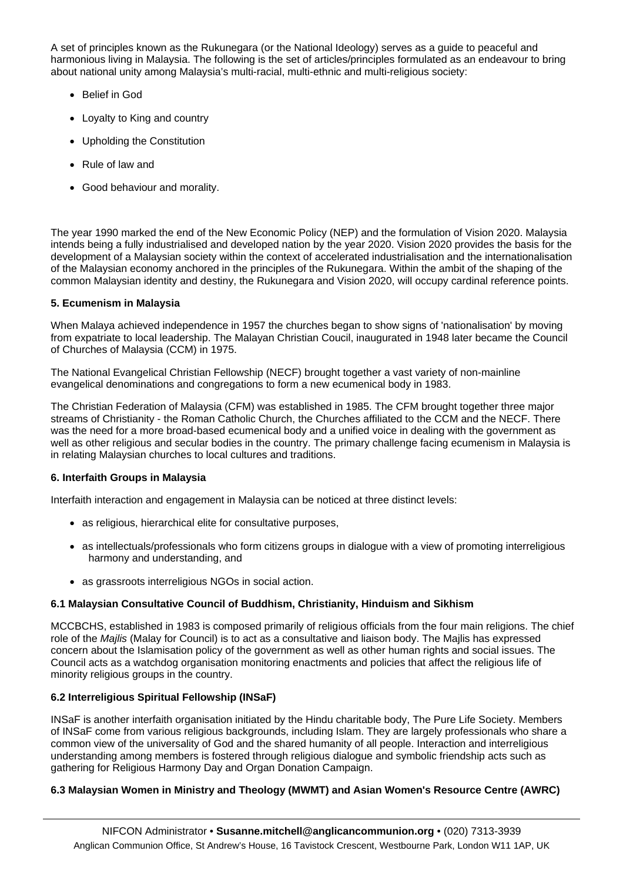A set of principles known as the Rukunegara (or the National Ideology) serves as a guide to peaceful and harmonious living in Malaysia. The following is the set of articles/principles formulated as an endeavour to bring about national unity among Malaysia's multi-racial, multi-ethnic and multi-religious society:

- Belief in God
- Loyalty to King and country
- Upholding the Constitution
- Rule of law and
- Good behaviour and morality.

The year 1990 marked the end of the New Economic Policy (NEP) and the formulation of Vision 2020. Malaysia intends being a fully industrialised and developed nation by the year 2020. Vision 2020 provides the basis for the development of a Malaysian society within the context of accelerated industrialisation and the internationalisation of the Malaysian economy anchored in the principles of the Rukunegara. Within the ambit of the shaping of the common Malaysian identity and destiny, the Rukunegara and Vision 2020, will occupy cardinal reference points.

**5. Ecumenism in Malaysia**

When Malaya achieved independence in 1957 the churches began to show signs of 'nationalisation' by moving from expatriate to local leadership. The Malayan Christian Coucil, inaugurated in 1948 later became the Council of Churches of Malaysia (CCM) in 1975.

The National Evangelical Christian Fellowship (NECF) brought together a vast variety of non-mainline evangelical denominations and congregations to form a new ecumenical body in 1983.

The Christian Federation of Malaysia (CFM) was established in 1985. The CFM brought together three major streams of Christianity - the Roman Catholic Church, the Churches affiliated to the CCM and the NECF. There was the need for a more broad-based ecumenical body and a unified voice in dealing with the government as well as other religious and secular bodies in the country. The primary challenge facing ecumenism in Malaysia is in relating Malaysian churches to local cultures and traditions.

**6. Interfaith Groups in Malaysia**

Interfaith interaction and engagement in Malaysia can be noticed at three distinct levels:

- as religious, hierarchical elite for consultative purposes,
- as intellectuals/professionals who form citizens groups in dialogue with a view of promoting interreligious harmony and understanding, and
- as grassroots interreligious NGOs in social action.

**6.1 Malaysian Consultative Council of Buddhism, Christianity, Hinduism and Sikhism**

MCCBCHS, established in 1983 is composed primarily of religious officials from the four main religions. The chief role of the *Majlis* (Malay for Council) is to act as a consultative and liaison body. The Majlis has expressed concern about the Islamisation policy of the government as well as other human rights and social issues. The Council acts as a watchdog organisation monitoring enactments and policies that affect the religious life of minority religious groups in the country.

**6.2 Interreligious Spiritual Fellowship (INSaF)**

INSaF is another interfaith organisation initiated by the Hindu charitable body, The Pure Life Society. Members of INSaF come from various religious backgrounds, including Islam. They are largely professionals who share a common view of the universality of God and the shared humanity of all people. Interaction and interreligious understanding among members is fostered through religious dialogue and symbolic friendship acts such as gathering for Religious Harmony Day and Organ Donation Campaign.

**6.3 Malaysian Women in Ministry and Theology (MWMT) and Asian Women's Resource Centre (AWRC)**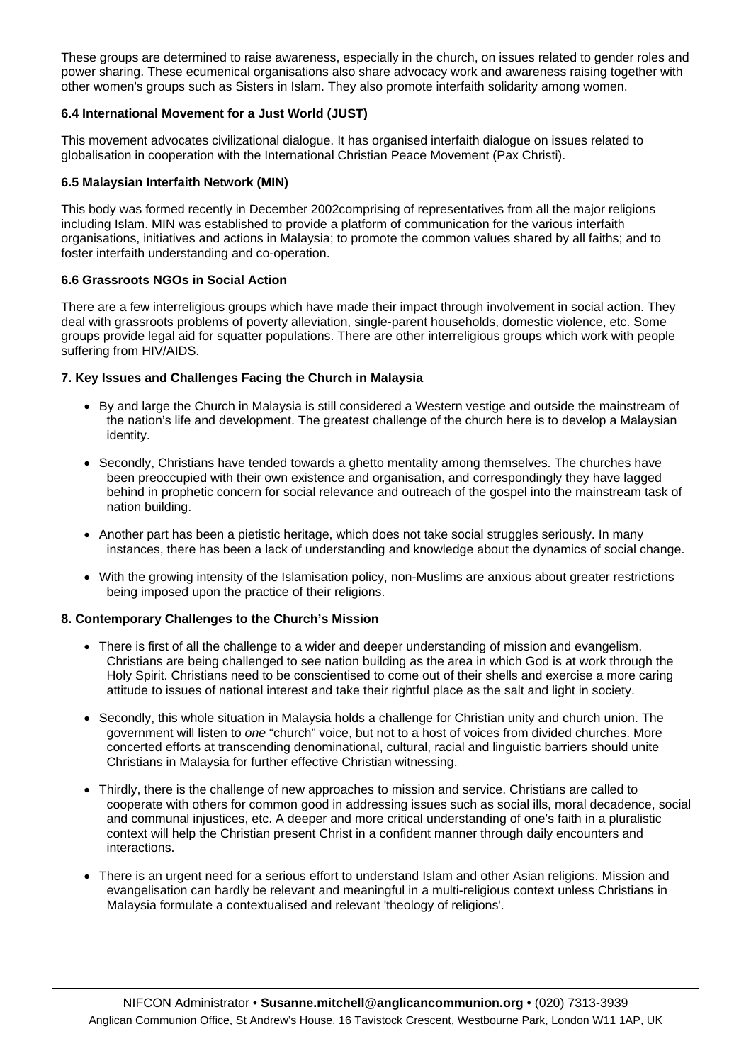These groups are determined to raise awareness, especially in the church, on issues related to gender roles and power sharing. These ecumenical organisations also share advocacy work and awareness raising together with other women's groups such as Sisters in Islam. They also promote interfaith solidarity among women.

**6.4 International Movement for a Just World (JUST)**

This movement advocates civilizational dialogue. It has organised interfaith dialogue on issues related to globalisation in cooperation with the International Christian Peace Movement (Pax Christi).

**6.5 Malaysian Interfaith Network (MIN)**

This body was formed recently in December 2002comprising of representatives from all the major religions including Islam. MIN was established to provide a platform of communication for the various interfaith organisations, initiatives and actions in Malaysia; to promote the common values shared by all faiths; and to foster interfaith understanding and co-operation.

**6.6 Grassroots NGOs in Social Action**

There are a few interreligious groups which have made their impact through involvement in social action. They deal with grassroots problems of poverty alleviation, single-parent households, domestic violence, etc. Some groups provide legal aid for squatter populations. There are other interreligious groups which work with people suffering from HIV/AIDS.

**7. Key Issues and Challenges Facing the Church in Malaysia**

- By and large the Church in Malaysia is still considered a Western vestige and outside the mainstream of the nation's life and development. The greatest challenge of the church here is to develop a Malaysian identity.
- Secondly, Christians have tended towards a ghetto mentality among themselves. The churches have been preoccupied with their own existence and organisation, and correspondingly they have lagged behind in prophetic concern for social relevance and outreach of the gospel into the mainstream task of nation building.
- Another part has been a pietistic heritage, which does not take social struggles seriously. In many instances, there has been a lack of understanding and knowledge about the dynamics of social change.
- With the growing intensity of the Islamisation policy, non-Muslims are anxious about greater restrictions being imposed upon the practice of their religions.

**8. Contemporary Challenges to the Church's Mission**

- There is first of all the challenge to a wider and deeper understanding of mission and evangelism. Christians are being challenged to see nation building as the area in which God is at work through the Holy Spirit. Christians need to be conscientised to come out of their shells and exercise a more caring attitude to issues of national interest and take their rightful place as the salt and light in society.
- Secondly, this whole situation in Malaysia holds a challenge for Christian unity and church union. The government will listen to *one* "church" voice, but not to a host of voices from divided churches. More concerted efforts at transcending denominational, cultural, racial and linguistic barriers should unite Christians in Malaysia for further effective Christian witnessing.
- Thirdly, there is the challenge of new approaches to mission and service. Christians are called to cooperate with others for common good in addressing issues such as social ills, moral decadence, social and communal injustices, etc. A deeper and more critical understanding of one's faith in a pluralistic context will help the Christian present Christ in a confident manner through daily encounters and interactions.
- There is an urgent need for a serious effort to understand Islam and other Asian religions. Mission and evangelisation can hardly be relevant and meaningful in a multi-religious context unless Christians in Malaysia formulate a contextualised and relevant 'theology of religions'.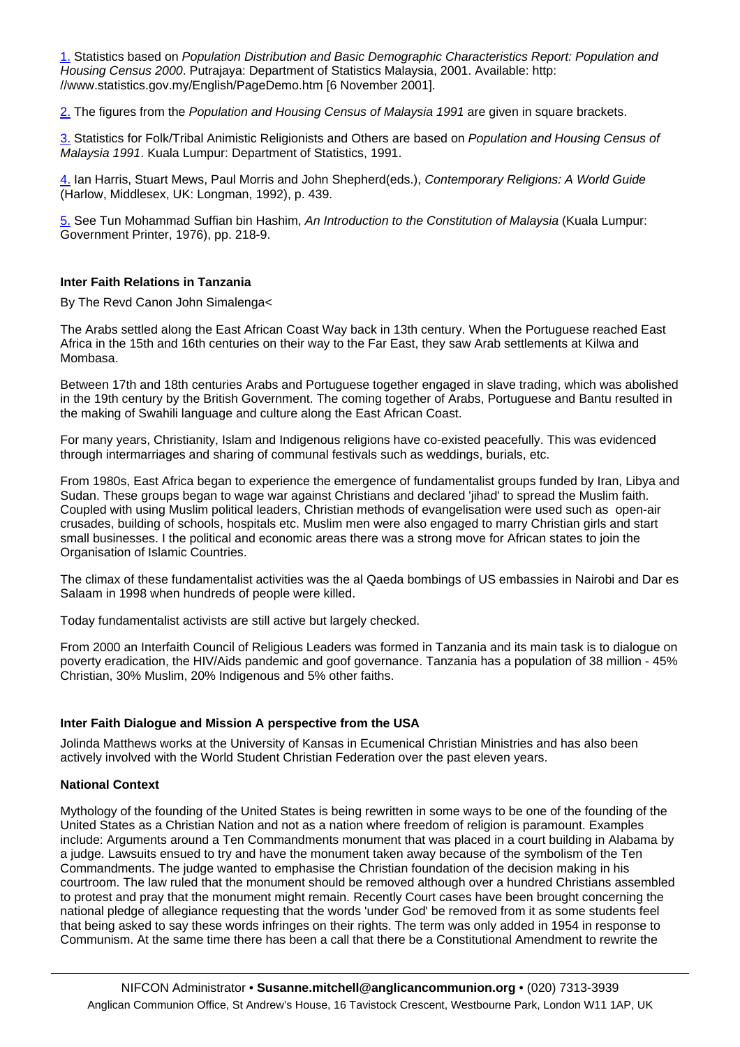[1.] Statistics based on *Population Distribution and Basic Demographic Characteristics Report: Population and Housing Census 2000*. Putrajaya: Department of Statistics Malaysia, 2001. Available: http: //www.statistics.gov.my/English/PageDemo.htm [6 November 2001].

[2.] The figures from the *Population and Housing Census of Malaysia 1991* are given in square brackets.

[3.] Statistics for Folk/Tribal Animistic Religionists and Others are based on *Population and Housing Census of Malaysia 1991*. Kuala Lumpur: Department of Statistics, 1991.

[4.] Ian Harris, Stuart Mews, Paul Morris and John Shepherd(eds.), *Contemporary Religions: A World Guide* (Harlow, Middlesex, UK: Longman, 1992), p. 439.

[5.] See Tun Mohammad Suffian bin Hashim, *An Introduction to the Constitution of Malaysia* (Kuala Lumpur: Government Printer, 1976), pp. 218-9.

**Inter Faith Relations in Tanzania**

By The Revd Canon John Simalenga<

The Arabs settled along the East African Coast Way back in 13th century. When the Portuguese reached East Africa in the 15th and 16th centuries on their way to the Far East, they saw Arab settlements at Kilwa and Mombasa.

Between 17th and 18th centuries Arabs and Portuguese together engaged in slave trading, which was abolished in the 19th century by the British Government. The coming together of Arabs, Portuguese and Bantu resulted in the making of Swahili language and culture along the East African Coast.

For many years, Christianity, Islam and Indigenous religions have co-existed peacefully. This was evidenced through intermarriages and sharing of communal festivals such as weddings, burials, etc.

From 1980s, East Africa began to experience the emergence of fundamentalist groups funded by Iran, Libya and Sudan. These groups began to wage war against Christians and declared 'jihad' to spread the Muslim faith. Coupled with using Muslim political leaders, Christian methods of evangelisation were used such as open-air crusades, building of schools, hospitals etc. Muslim men were also engaged to marry Christian girls and start small businesses. I the political and economic areas there was a strong move for African states to join the Organisation of Islamic Countries.

The climax of these fundamentalist activities was the al Qaeda bombings of US embassies in Nairobi and Dar es Salaam in 1998 when hundreds of people were killed.

Today fundamentalist activists are still active but largely checked.

From 2000 an Interfaith Council of Religious Leaders was formed in Tanzania and its main task is to dialogue on poverty eradication, the HIV/Aids pandemic and goof governance. Tanzania has a population of 38 million - 45% Christian, 30% Muslim, 20% Indigenous and 5% other faiths.

**Inter Faith Dialogue and Mission A perspective from the USA**

Jolinda Matthews works at the University of Kansas in Ecumenical Christian Ministries and has also been actively involved with the World Student Christian Federation over the past eleven years.

**National Context**

Mythology of the founding of the United States is being rewritten in some ways to be one of the founding of the United States as a Christian Nation and not as a nation where freedom of religion is paramount. Examples include: Arguments around a Ten Commandments monument that was placed in a court building in Alabama by a judge. Lawsuits ensued to try and have the monument taken away because of the symbolism of the Ten Commandments. The judge wanted to emphasise the Christian foundation of the decision making in his courtroom. The law ruled that the monument should be removed although over a hundred Christians assembled to protest and pray that the monument might remain. Recently Court cases have been brought concerning the national pledge of allegiance requesting that the words 'under God' be removed from it as some students feel that being asked to say these words infringes on their rights. The term was only added in 1954 in response to Communism. At the same time there has been a call that there be a Constitutional Amendment to rewrite the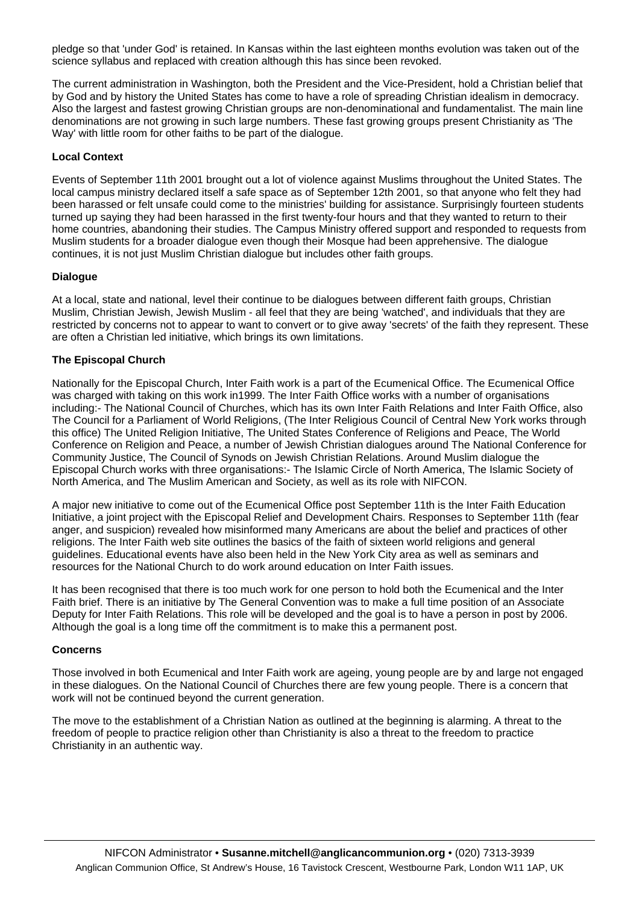pledge so that 'under God' is retained. In Kansas within the last eighteen months evolution was taken out of the science syllabus and replaced with creation although this has since been revoked.

The current administration in Washington, both the President and the Vice-President, hold a Christian belief that by God and by history the United States has come to have a role of spreading Christian idealism in democracy. Also the largest and fastest growing Christian groups are non-denominational and fundamentalist. The main line denominations are not growing in such large numbers. These fast growing groups present Christianity as 'The Way' with little room for other faiths to be part of the dialogue.

**Local Context**

Events of September 11th 2001 brought out a lot of violence against Muslims throughout the United States. The local campus ministry declared itself a safe space as of September 12th 2001, so that anyone who felt they had been harassed or felt unsafe could come to the ministries' building for assistance. Surprisingly fourteen students turned up saying they had been harassed in the first twenty-four hours and that they wanted to return to their home countries, abandoning their studies. The Campus Ministry offered support and responded to requests from Muslim students for a broader dialogue even though their Mosque had been apprehensive. The dialogue continues, it is not just Muslim Christian dialogue but includes other faith groups.

**Dialogue**

At a local, state and national, level their continue to be dialogues between different faith groups, Christian Muslim, Christian Jewish, Jewish Muslim - all feel that they are being 'watched', and individuals that they are restricted by concerns not to appear to want to convert or to give away 'secrets' of the faith they represent. These are often a Christian led initiative, which brings its own limitations.

**The Episcopal Church**

Nationally for the Episcopal Church, Inter Faith work is a part of the Ecumenical Office. The Ecumenical Office was charged with taking on this work in1999. The Inter Faith Office works with a number of organisations including:- The National Council of Churches, which has its own Inter Faith Relations and Inter Faith Office, also The Council for a Parliament of World Religions, (The Inter Religious Council of Central New York works through this office) The United Religion Initiative, The United States Conference of Religions and Peace, The World Conference on Religion and Peace, a number of Jewish Christian dialogues around The National Conference for Community Justice, The Council of Synods on Jewish Christian Relations. Around Muslim dialogue the Episcopal Church works with three organisations:- The Islamic Circle of North America, The Islamic Society of North America, and The Muslim American and Society, as well as its role with NIFCON.

A major new initiative to come out of the Ecumenical Office post September 11th is the Inter Faith Education Initiative, a joint project with the Episcopal Relief and Development Chairs. Responses to September 11th (fear anger, and suspicion) revealed how misinformed many Americans are about the belief and practices of other religions. The Inter Faith web site outlines the basics of the faith of sixteen world religions and general guidelines. Educational events have also been held in the New York City area as well as seminars and resources for the National Church to do work around education on Inter Faith issues.

It has been recognised that there is too much work for one person to hold both the Ecumenical and the Inter Faith brief. There is an initiative by The General Convention was to make a full time position of an Associate Deputy for Inter Faith Relations. This role will be developed and the goal is to have a person in post by 2006. Although the goal is a long time off the commitment is to make this a permanent post.

**Concerns**

Those involved in both Ecumenical and Inter Faith work are ageing, young people are by and large not engaged in these dialogues. On the National Council of Churches there are few young people. There is a concern that work will not be continued beyond the current generation.

The move to the establishment of a Christian Nation as outlined at the beginning is alarming. A threat to the freedom of people to practice religion other than Christianity is also a threat to the freedom to practice Christianity in an authentic way.